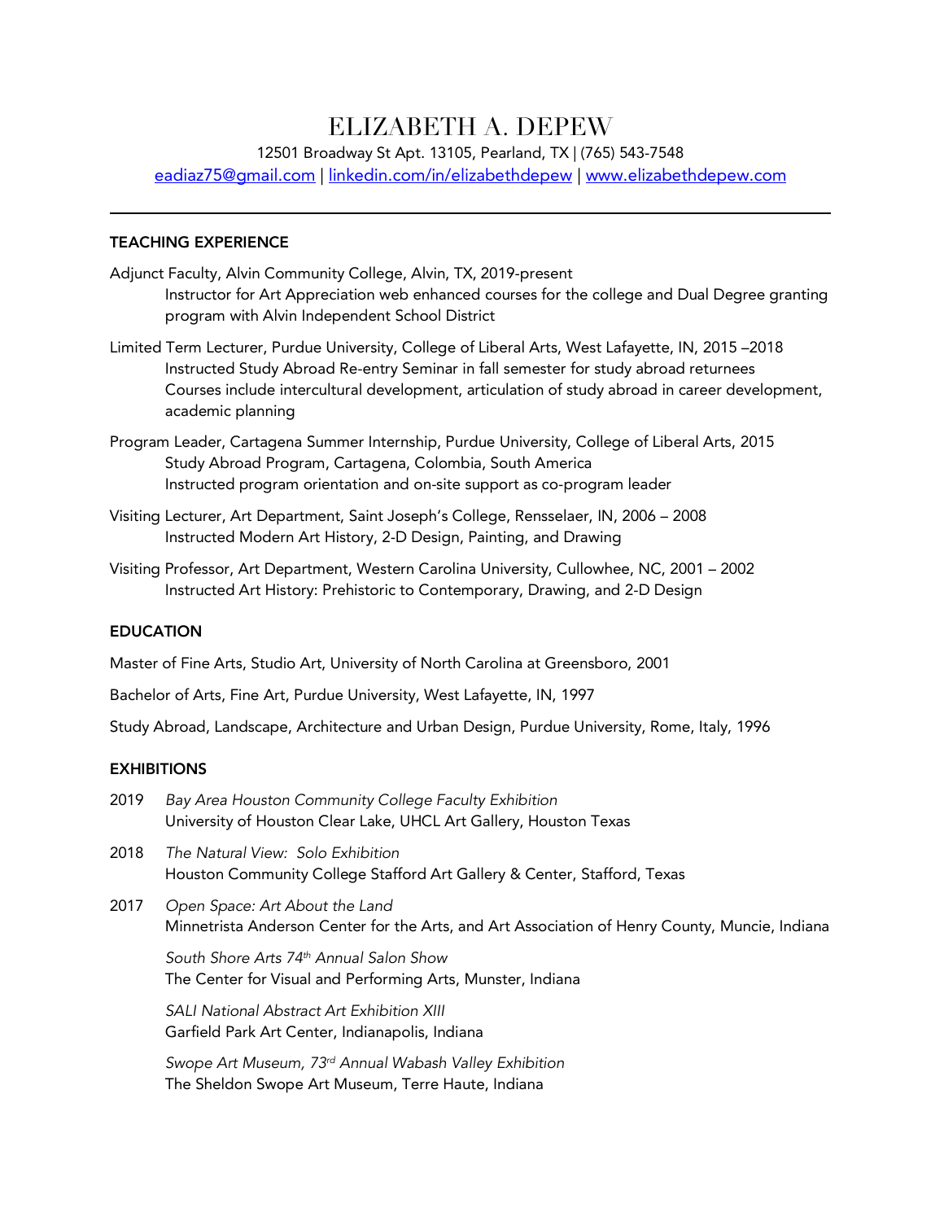# ELIZABETH A. DEPEW

12501 Broadway St Apt. 13105, Pearland, TX | (765) 543-7548

eadiaz75@gmail.com | linkedin.com/in/elizabethdepew | www.elizabethdepew.com

---

## TEACHING EXPERIENCE

Adjunct Faculty, Alvin Community College, Alvin, TX, 2019-present
Instructor for Art Appreciation web enhanced courses for the college and Dual Degree granting program with Alvin Independent School District

Limited Term Lecturer, Purdue University, College of Liberal Arts, West Lafayette, IN, 2015 –2018
Instructed Study Abroad Re-entry Seminar in fall semester for study abroad returnees
Courses include intercultural development, articulation of study abroad in career development, academic planning

Program Leader, Cartagena Summer Internship, Purdue University, College of Liberal Arts, 2015
Study Abroad Program, Cartagena, Colombia, South America
Instructed program orientation and on-site support as co-program leader

Visiting Lecturer, Art Department, Saint Joseph's College, Rensselaer, IN, 2006 – 2008
Instructed Modern Art History, 2-D Design, Painting, and Drawing

Visiting Professor, Art Department, Western Carolina University, Cullowhee, NC, 2001 – 2002
Instructed Art History: Prehistoric to Contemporary, Drawing, and 2-D Design

## EDUCATION

Master of Fine Arts, Studio Art, University of North Carolina at Greensboro, 2001

Bachelor of Arts, Fine Art, Purdue University, West Lafayette, IN, 1997

Study Abroad, Landscape, Architecture and Urban Design, Purdue University, Rome, Italy, 1996

## EXHIBITIONS

2019 *Bay Area Houston Community College Faculty Exhibition*
University of Houston Clear Lake, UHCL Art Gallery, Houston Texas

2018 *The Natural View: Solo Exhibition*
Houston Community College Stafford Art Gallery & Center, Stafford, Texas

2017 *Open Space: Art About the Land*
Minnetrista Anderson Center for the Arts, and Art Association of Henry County, Muncie, Indiana

*South Shore Arts 74th Annual Salon Show*
The Center for Visual and Performing Arts, Munster, Indiana

*SALI National Abstract Art Exhibition XIII*
Garfield Park Art Center, Indianapolis, Indiana

*Swope Art Museum, 73rd Annual Wabash Valley Exhibition*
The Sheldon Swope Art Museum, Terre Haute, Indiana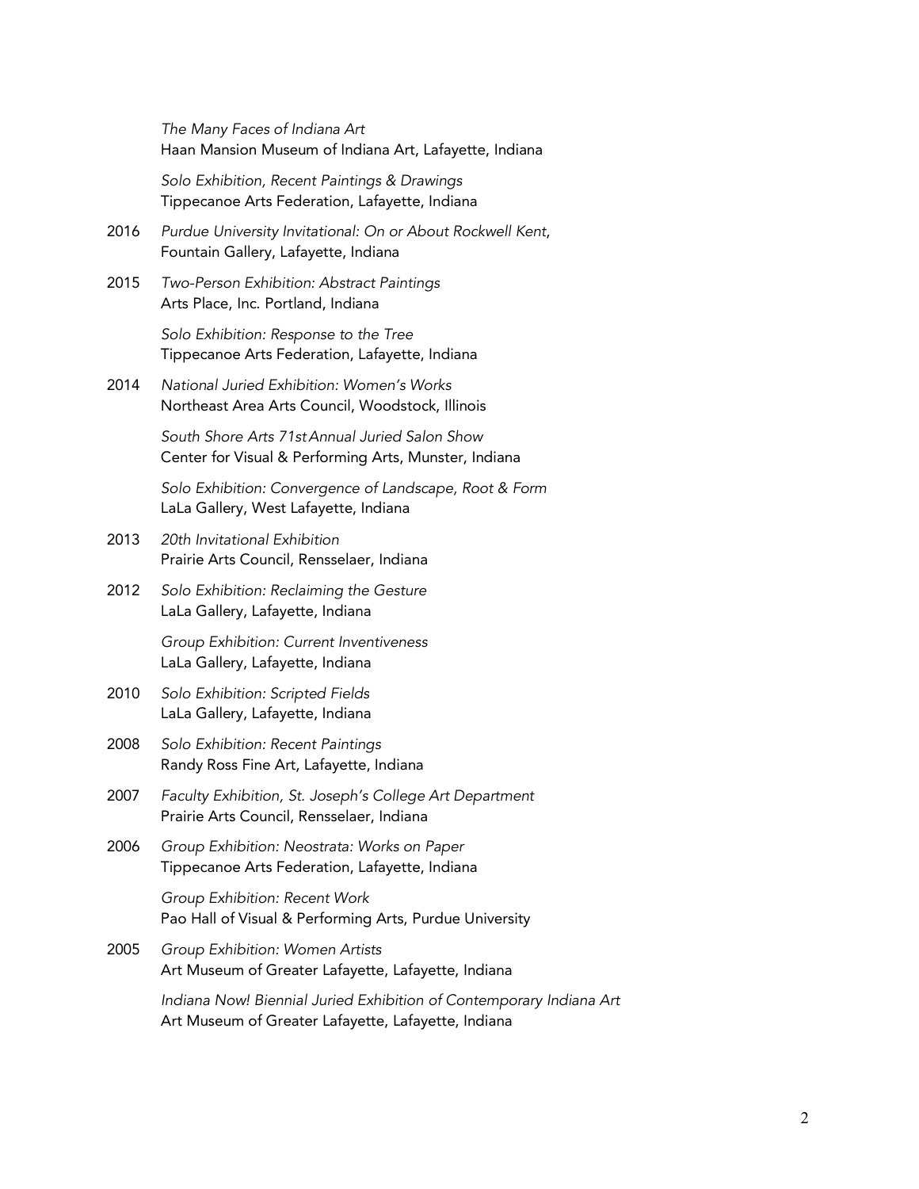*The Many Faces of Indiana Art*
Haan Mansion Museum of Indiana Art, Lafayette, Indiana

*Solo Exhibition, Recent Paintings & Drawings*
Tippecanoe Arts Federation, Lafayette, Indiana

2016 *Purdue University Invitational: On or About Rockwell Kent*,
Fountain Gallery, Lafayette, Indiana

2015 *Two-Person Exhibition: Abstract Paintings*
Arts Place, Inc. Portland, Indiana

*Solo Exhibition: Response to the Tree*
Tippecanoe Arts Federation, Lafayette, Indiana

2014 *National Juried Exhibition: Women's Works*
Northeast Area Arts Council, Woodstock, Illinois

*South Shore Arts 71st Annual Juried Salon Show*
Center for Visual & Performing Arts, Munster, Indiana

*Solo Exhibition: Convergence of Landscape, Root & Form*
LaLa Gallery, West Lafayette, Indiana

2013 *20th Invitational Exhibition*
Prairie Arts Council, Rensselaer, Indiana

2012 *Solo Exhibition: Reclaiming the Gesture*
LaLa Gallery, Lafayette, Indiana

*Group Exhibition: Current Inventiveness*
LaLa Gallery, Lafayette, Indiana

2010 *Solo Exhibition: Scripted Fields*
LaLa Gallery, Lafayette, Indiana

2008 *Solo Exhibition: Recent Paintings*
Randy Ross Fine Art, Lafayette, Indiana

2007 *Faculty Exhibition, St. Joseph's College Art Department*
Prairie Arts Council, Rensselaer, Indiana

2006 *Group Exhibition: Neostrata: Works on Paper*
Tippecanoe Arts Federation, Lafayette, Indiana

*Group Exhibition: Recent Work*
Pao Hall of Visual & Performing Arts, Purdue University

2005 *Group Exhibition: Women Artists*
Art Museum of Greater Lafayette, Lafayette, Indiana

*Indiana Now! Biennial Juried Exhibition of Contemporary Indiana Art*
Art Museum of Greater Lafayette, Lafayette, Indiana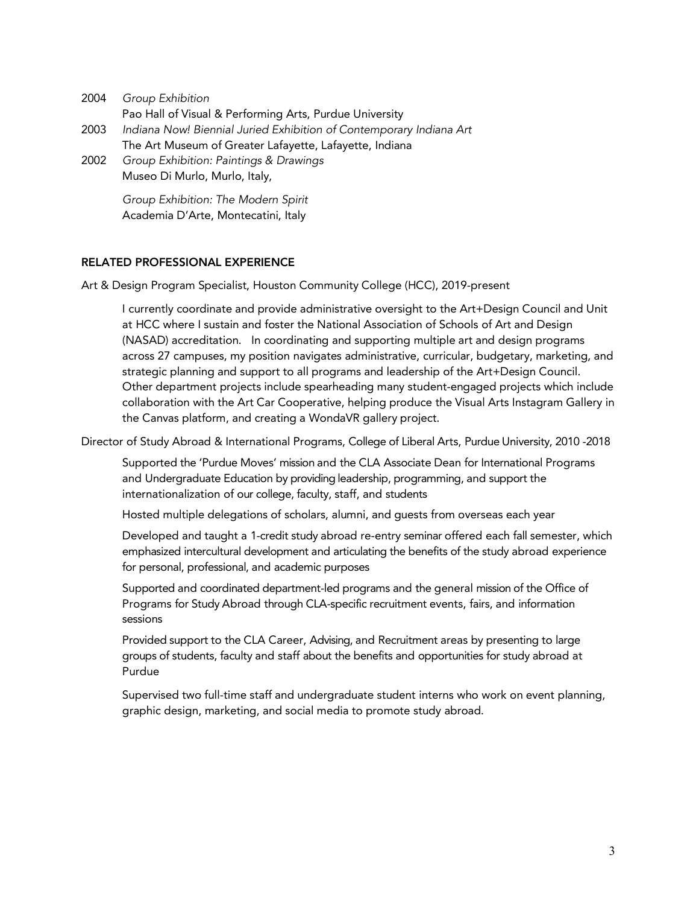2004 *Group Exhibition*
Pao Hall of Visual & Performing Arts, Purdue University

2003 *Indiana Now! Biennial Juried Exhibition of Contemporary Indiana Art*
The Art Museum of Greater Lafayette, Lafayette, Indiana

2002 *Group Exhibition: Paintings & Drawings*
Museo Di Murlo, Murlo, Italy,

*Group Exhibition: The Modern Spirit*
Academia D'Arte, Montecatini, Italy

## RELATED PROFESSIONAL EXPERIENCE

Art & Design Program Specialist, Houston Community College (HCC), 2019-present

I currently coordinate and provide administrative oversight to the Art+Design Council and Unit at HCC where I sustain and foster the National Association of Schools of Art and Design (NASAD) accreditation. In coordinating and supporting multiple art and design programs across 27 campuses, my position navigates administrative, curricular, budgetary, marketing, and strategic planning and support to all programs and leadership of the Art+Design Council. Other department projects include spearheading many student-engaged projects which include collaboration with the Art Car Cooperative, helping produce the Visual Arts Instagram Gallery in the Canvas platform, and creating a WondaVR gallery project.

Director of Study Abroad & International Programs, College of Liberal Arts, Purdue University, 2010 -2018

Supported the 'Purdue Moves' mission and the CLA Associate Dean for International Programs and Undergraduate Education by providing leadership, programming, and support the internationalization of our college, faculty, staff, and students

Hosted multiple delegations of scholars, alumni, and guests from overseas each year

Developed and taught a 1-credit study abroad re-entry seminar offered each fall semester, which emphasized intercultural development and articulating the benefits of the study abroad experience for personal, professional, and academic purposes

Supported and coordinated department-led programs and the general mission of the Office of Programs for Study Abroad through CLA-specific recruitment events, fairs, and information sessions

Provided support to the CLA Career, Advising, and Recruitment areas by presenting to large groups of students, faculty and staff about the benefits and opportunities for study abroad at Purdue

Supervised two full-time staff and undergraduate student interns who work on event planning, graphic design, marketing, and social media to promote study abroad.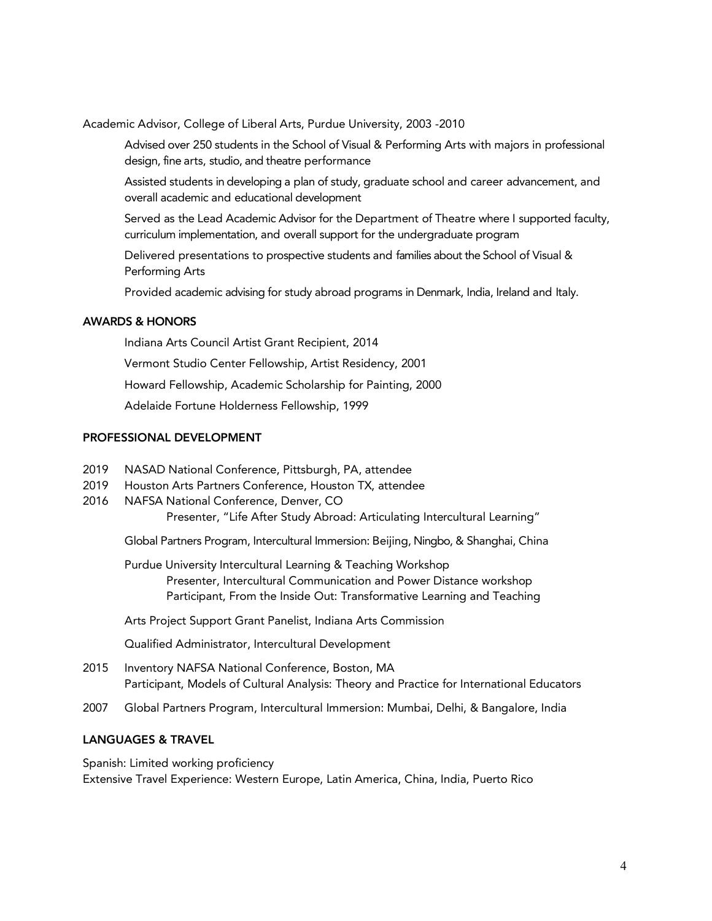Academic Advisor, College of Liberal Arts, Purdue University, 2003 -2010

- Advised over 250 students in the School of Visual & Performing Arts with majors in professional design, fine arts, studio, and theatre performance
- Assisted students in developing a plan of study, graduate school and career advancement, and overall academic and educational development
- Served as the Lead Academic Advisor for the Department of Theatre where I supported faculty, curriculum implementation, and overall support for the undergraduate program
- Delivered presentations to prospective students and families about the School of Visual & Performing Arts
- Provided academic advising for study abroad programs in Denmark, India, Ireland and Italy.

## AWARDS & HONORS

- Indiana Arts Council Artist Grant Recipient, 2014
- Vermont Studio Center Fellowship, Artist Residency, 2001
- Howard Fellowship, Academic Scholarship for Painting, 2000
- Adelaide Fortune Holderness Fellowship, 1999

## PROFESSIONAL DEVELOPMENT

2019 NASAD National Conference, Pittsburgh, PA, attendee

2019 Houston Arts Partners Conference, Houston TX, attendee

2016 NAFSA National Conference, Denver, CO
  Presenter, "Life After Study Abroad: Articulating Intercultural Learning"

  Global Partners Program, Intercultural Immersion: Beijing, Ningbo, & Shanghai, China

  Purdue University Intercultural Learning & Teaching Workshop
    Presenter, Intercultural Communication and Power Distance workshop
    Participant, From the Inside Out: Transformative Learning and Teaching

  Arts Project Support Grant Panelist, Indiana Arts Commission

  Qualified Administrator, Intercultural Development

2015 Inventory NAFSA National Conference, Boston, MA
  Participant, Models of Cultural Analysis: Theory and Practice for International Educators

2007 Global Partners Program, Intercultural Immersion: Mumbai, Delhi, & Bangalore, India

## LANGUAGES & TRAVEL

Spanish: Limited working proficiency
Extensive Travel Experience: Western Europe, Latin America, China, India, Puerto Rico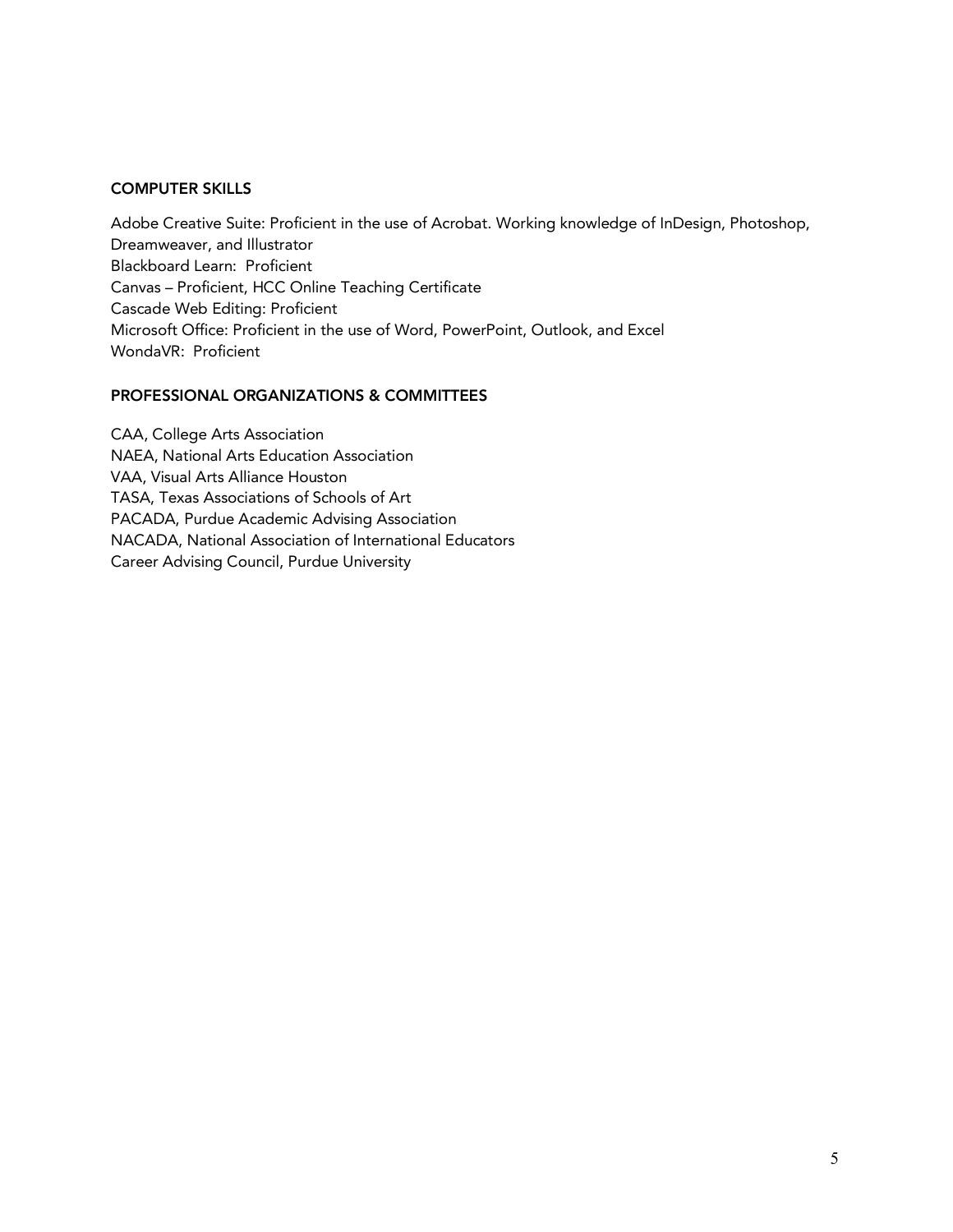## COMPUTER SKILLS

Adobe Creative Suite: Proficient in the use of Acrobat. Working knowledge of InDesign, Photoshop, Dreamweaver, and Illustrator
Blackboard Learn: Proficient
Canvas – Proficient, HCC Online Teaching Certificate
Cascade Web Editing: Proficient
Microsoft Office: Proficient in the use of Word, PowerPoint, Outlook, and Excel
WondaVR: Proficient

## PROFESSIONAL ORGANIZATIONS & COMMITTEES

CAA, College Arts Association
NAEA, National Arts Education Association
VAA, Visual Arts Alliance Houston
TASA, Texas Associations of Schools of Art
PACADA, Purdue Academic Advising Association
NACADA, National Association of International Educators
Career Advising Council, Purdue University